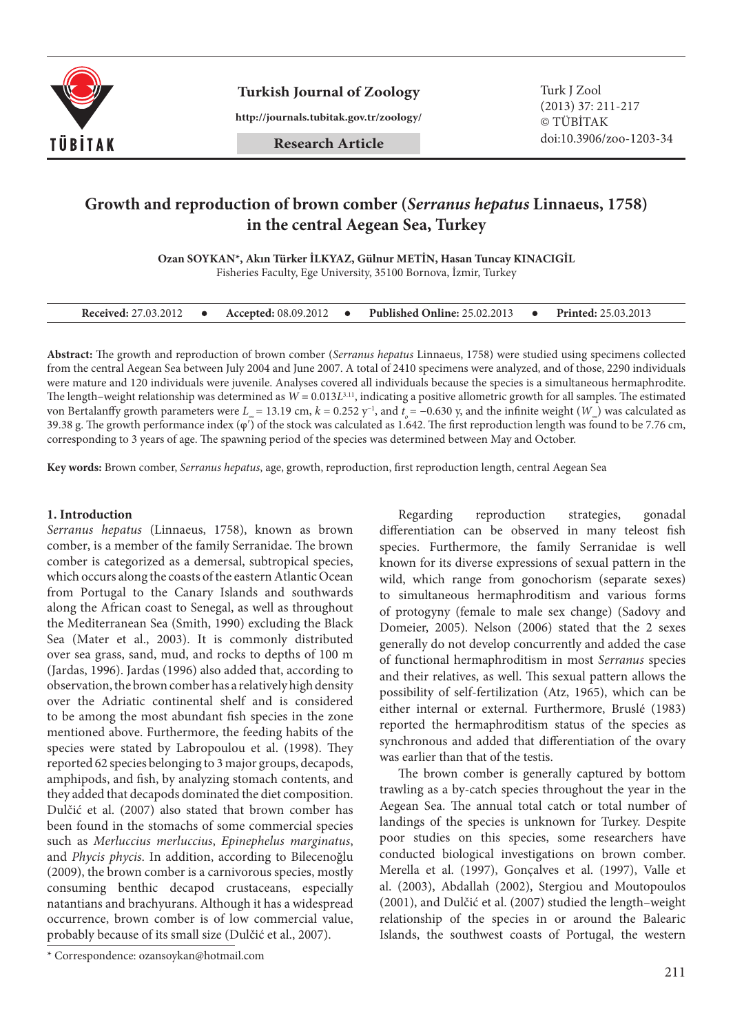# Growth and reproduction of brown comber (*Serranus hepatus* Linnaeus, 1758) in the central Aegean Sea, Turkey

**Ozan SOYKAN\*, Akın Türker İLKYAZ, Gülnur METİN, Hasan Tuncay KINACIGİL**

Fisheries Faculty, Ege University, 35100 Bornova, İzmir, Turkey

**Received:** 27.03.2012 • **Accepted:** 08.09.2012 • **Published Online:** 25.02.2013 • **Printed:** 25.03.2013

**Abstract:** The growth and reproduction of brown comber (*Serranus hepatus* Linnaeus, 1758) were studied using specimens collected from the central Aegean Sea between July 2004 and June 2007. A total of 2410 specimens were analyzed, and of those, 2290 individuals were mature and 120 individuals were juvenile. Analyses covered all individuals because the species is a simultaneous hermaphrodite. The length–weight relationship was determined as $W = 0.013L^{3.11}$, indicating a positive allometric growth for all samples. The estimated von Bertalanffy growth parameters were $L_{\infty} = 13.19$ cm, $k = 0.252$ y$^{-1}$, and $t_o = -0.630$ y, and the infinite weight ($W_{\infty}$) was calculated as 39.38 g. The growth performance index ($\varphi'$) of the stock was calculated as 1.642. The first reproduction length was found to be 7.76 cm, corresponding to 3 years of age. The spawning period of the species was determined between May and October.

**Key words:** Brown comber, *Serranus hepatus*, age, growth, reproduction, first reproduction length, central Aegean Sea

## 1. Introduction

*Serranus hepatus* (Linnaeus, 1758), known as brown comber, is a member of the family Serranidae. The brown comber is categorized as a demersal, subtropical species, which occurs along the coasts of the eastern Atlantic Ocean from Portugal to the Canary Islands and southwards along the African coast to Senegal, as well as throughout the Mediterranean Sea (Smith, 1990) excluding the Black Sea (Mater et al., 2003). It is commonly distributed over sea grass, sand, mud, and rocks to depths of 100 m (Jardas, 1996). Jardas (1996) also added that, according to observation, the brown comber has a relatively high density over the Adriatic continental shelf and is considered to be among the most abundant fish species in the zone mentioned above. Furthermore, the feeding habits of the species were stated by Labropoulou et al. (1998). They reported 62 species belonging to 3 major groups, decapods, amphipods, and fish, by analyzing stomach contents, and they added that decapods dominated the diet composition. Dulčić et al. (2007) also stated that brown comber has been found in the stomachs of some commercial species such as *Merluccius merluccius*, *Epinephelus marginatus*, and *Phycis phycis*. In addition, according to Bilecenoğlu (2009), the brown comber is a carnivorous species, mostly consuming benthic decapod crustaceans, especially natantians and brachyurans. Although it has a widespread occurrence, brown comber is of low commercial value, probably because of its small size (Dulčić et al., 2007).

Regarding reproduction strategies, gonadal differentiation can be observed in many teleost fish species. Furthermore, the family Serranidae is well known for its diverse expressions of sexual pattern in the wild, which range from gonochorism (separate sexes) to simultaneous hermaphroditism and various forms of protogyny (female to male sex change) (Sadovy and Domeier, 2005). Nelson (2006) stated that the 2 sexes generally do not develop concurrently and added the case of functional hermaphroditism in most *Serranus* species and their relatives, as well. This sexual pattern allows the possibility of self-fertilization (Atz, 1965), which can be either internal or external. Furthermore, Bruslé (1983) reported the hermaphroditism status of the species as synchronous and added that differentiation of the ovary was earlier than that of the testis.

The brown comber is generally captured by bottom trawling as a by-catch species throughout the year in the Aegean Sea. The annual total catch or total number of landings of the species is unknown for Turkey. Despite poor studies on this species, some researchers have conducted biological investigations on brown comber. Merella et al. (1997), Gonçalves et al. (1997), Valle et al. (2003), Abdallah (2002), Stergiou and Moutopoulos (2001), and Dulčić et al. (2007) studied the length–weight relationship of the species in or around the Balearic Islands, the southwest coasts of Portugal, the western

\* Correspondence: ozansoykan@hotmail.com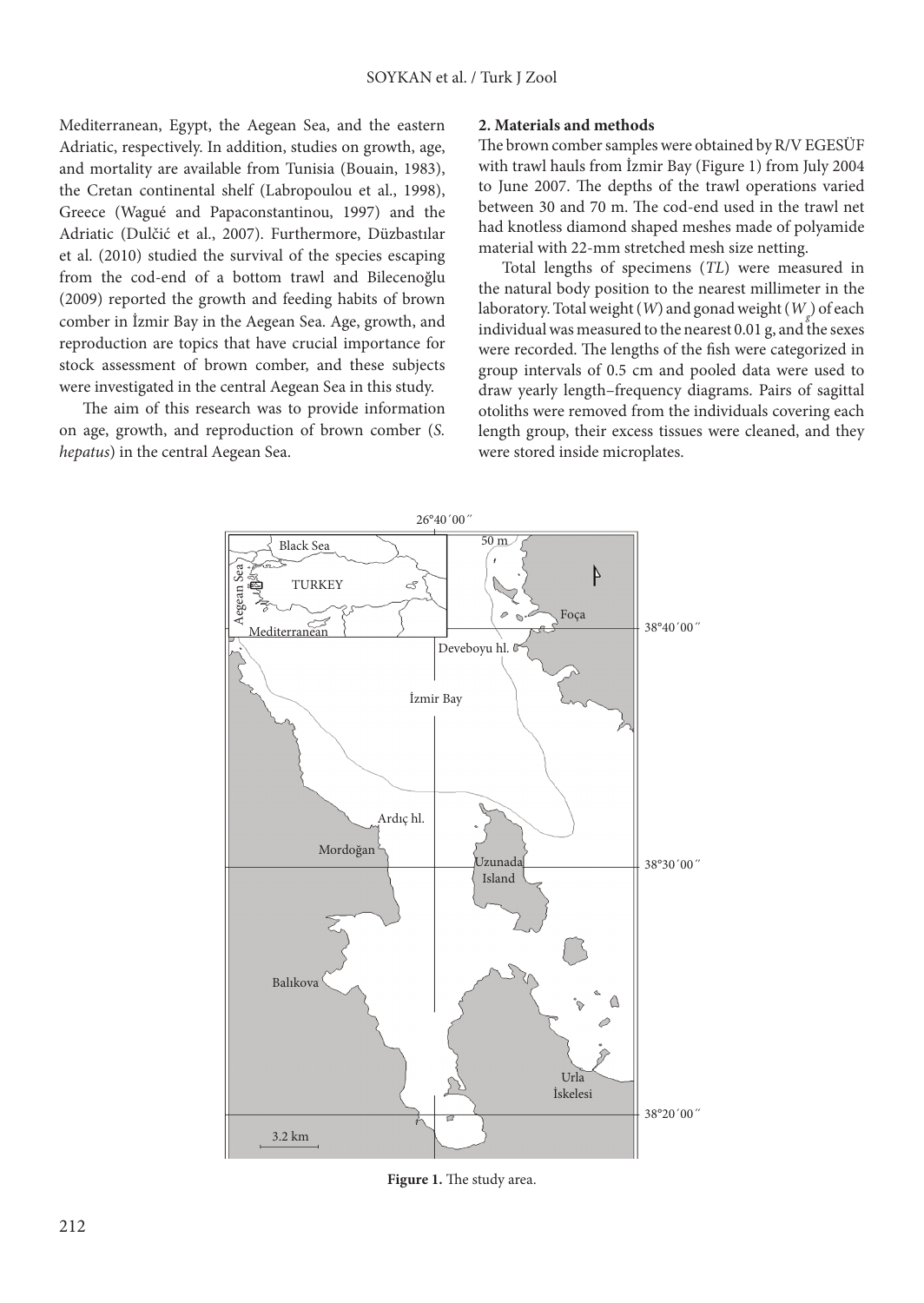Mediterranean, Egypt, the Aegean Sea, and the eastern Adriatic, respectively. In addition, studies on growth, age, and mortality are available from Tunisia (Bouain, 1983), the Cretan continental shelf (Labropoulou et al., 1998), Greece (Wagué and Papaconstantinou, 1997) and the Adriatic (Dulčić et al., 2007). Furthermore, Düzbastılar et al. (2010) studied the survival of the species escaping from the cod-end of a bottom trawl and Bilecenoğlu (2009) reported the growth and feeding habits of brown comber in İzmir Bay in the Aegean Sea. Age, growth, and reproduction are topics that have crucial importance for stock assessment of brown comber, and these subjects were investigated in the central Aegean Sea in this study.

The aim of this research was to provide information on age, growth, and reproduction of brown comber (*S. hepatus*) in the central Aegean Sea.

## 2. Materials and methods

The brown comber samples were obtained by R/V EGESÜF with trawl hauls from İzmir Bay (Figure 1) from July 2004 to June 2007. The depths of the trawl operations varied between 30 and 70 m. The cod-end used in the trawl net had knotless diamond shaped meshes made of polyamide material with 22-mm stretched mesh size netting.

Total lengths of specimens (*TL*) were measured in the natural body position to the nearest millimeter in the laboratory. Total weight (*W*) and gonad weight ($W_g$) of each individual was measured to the nearest 0.01 g, and the sexes were recorded. The lengths of the fish were categorized in group intervals of 0.5 cm and pooled data were used to draw yearly length–frequency diagrams. Pairs of sagittal otoliths were removed from the individuals covering each length group, their excess tissues were cleaned, and they were stored inside microplates.

**Figure 1.** The study area.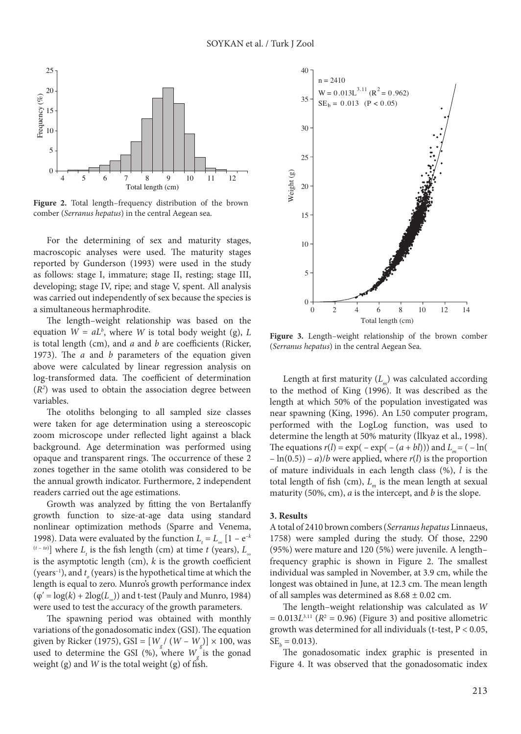**Figure 2.** Total length–frequency distribution of the brown comber (*Serranus hepatus*) in the central Aegean sea.

For the determining of sex and maturity stages, macroscopic analyses were used. The maturity stages reported by Gunderson (1993) were used in the study as follows: stage I, immature; stage II, resting; stage III, developing; stage IV, ripe; and stage V, spent. All analysis was carried out independently of sex because the species is a simultaneous hermaphrodite.

The length–weight relationship was based on the equation $W = aL^b$, where $W$ is total body weight (g), $L$ is total length (cm), and $a$ and $b$ are coefficients (Ricker, 1973). The $a$ and $b$ parameters of the equation given above were calculated by linear regression analysis on log-transformed data. The coefficient of determination ($R^2$) was used to obtain the association degree between variables.

The otoliths belonging to all sampled size classes were taken for age determination using a stereoscopic zoom microscope under reflected light against a black background. Age determination was performed using opaque and transparent rings. The occurrence of these 2 zones together in the same otolith was considered to be the annual growth indicator. Furthermore, 2 independent readers carried out the age estimations.

Growth was analyzed by fitting the von Bertalanffy growth function to size-at-age data using standard nonlinear optimization methods (Sparre and Venema, 1998). Data were evaluated by the function $L_t = L_\infty [1 - e^{-k(t-to)}]$ where $L_t$ is the fish length (cm) at time $t$ (years), $L_\infty$ is the asymptotic length (cm), $k$ is the growth coefficient (years$^{-1}$), and $t_o$ (years) is the hypothetical time at which the length is equal to zero. Munro's growth performance index ($\varphi' = \log(k) + 2\log(L_\infty)$) and t-test (Pauly and Munro, 1984) were used to test the accuracy of the growth parameters.

The spawning period was obtained with monthly variations of the gonadosomatic index (GSI). The equation given by Ricker (1975), $GSI = [W_g / (W - W_g)] \times 100$, was used to determine the GSI (%), where $W_g$ is the gonad weight (g) and $W$ is the total weight (g) of fish.

**Figure 3.** Length–weight relationship of the brown comber (*Serranus hepatus*) in the central Aegean Sea.

Length at first maturity ($L_m$) was calculated according to the method of King (1996). It was described as the length at which 50% of the population investigated was near spawning (King, 1996). An L50 computer program, performed with the LogLog function, was used to determine the length at 50% maturity (İlkyaz et al., 1998). The equations $r(l) = \exp(-\exp(-(a + bl)))$ and $L_m = (-\ln(-\ln(0.5)) - a)/b$ were applied, where $r(l)$ is the proportion of mature individuals in each length class (%), $l$ is the total length of fish (cm), $L_m$ is the mean length at sexual maturity (50%, cm), $a$ is the intercept, and $b$ is the slope.

## 3. Results

A total of 2410 brown combers (*Serranus hepatus* Linnaeus, 1758) were sampled during the study. Of those, 2290 (95%) were mature and 120 (5%) were juvenile. A length–frequency graphic is shown in Figure 2. The smallest individual was sampled in November, at 3.9 cm, while the longest was obtained in June, at 12.3 cm. The mean length of all samples was determined as 8.68 ± 0.02 cm.

The length–weight relationship was calculated as $W = 0.013L^{3.11}$ ($R^2 = 0.96$) (Figure 3) and positive allometric growth was determined for all individuals (t-test, $P < 0.05$, $SE_b = 0.013$).

The gonadosomatic index graphic is presented in Figure 4. It was observed that the gonadosomatic index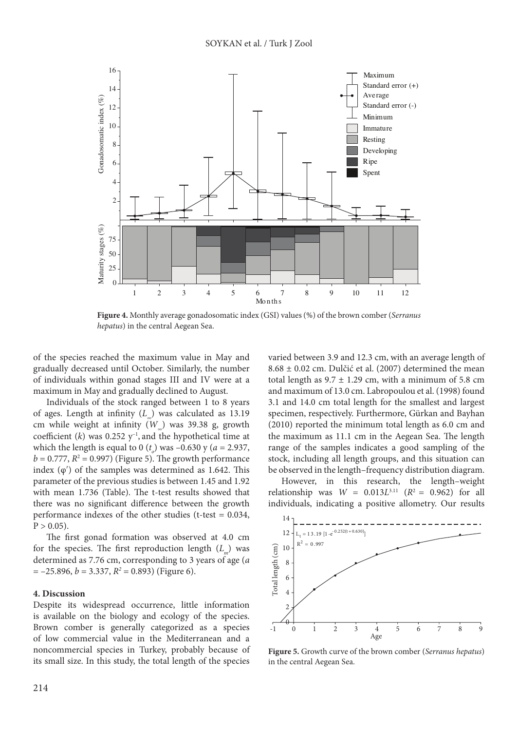**Figure 4.** Monthly average gonadosomatic index (GSI) values (%) of the brown comber (*Serranus hepatus*) in the central Aegean Sea.

of the species reached the maximum value in May and gradually decreased until October. Similarly, the number of individuals within gonad stages III and IV were at a maximum in May and gradually declined to August.

Individuals of the stock ranged between 1 to 8 years of ages. Length at infinity ($L_\infty$) was calculated as 13.19 cm while weight at infinity ($W_\infty$) was 39.38 g, growth coefficient ($k$) was 0.252 $y^{-1}$, and the hypothetical time at which the length is equal to 0 ($t_o$) was –0.630 y ($a$ = 2.937, $b$ = 0.777, $R^2$ = 0.997) (Figure 5). The growth performance index (φ′) of the samples was determined as 1.642. This parameter of the previous studies is between 1.45 and 1.92 with mean 1.736 (Table). The t-test results showed that there was no significant difference between the growth performance indexes of the other studies (t-test = 0.034, $P > 0.05$).

The first gonad formation was observed at 4.0 cm for the species. The first reproduction length ($L_m$) was determined as 7.76 cm, corresponding to 3 years of age ($a$ = –25.896, $b$ = 3.337, $R^2$ = 0.893) (Figure 6).

## 4. Discussion

Despite its widespread occurrence, little information is available on the biology and ecology of the species. Brown comber is generally categorized as a species of low commercial value in the Mediterranean and a noncommercial species in Turkey, probably because of its small size. In this study, the total length of the species varied between 3.9 and 12.3 cm, with an average length of 8.68 ± 0.02 cm. Dulčić et al. (2007) determined the mean total length as 9.7 ± 1.29 cm, with a minimum of 5.8 cm and maximum of 13.0 cm. Labropoulou et al. (1998) found 3.1 and 14.0 cm total length for the smallest and largest specimen, respectively. Furthermore, Gürkan and Bayhan (2010) reported the minimum total length as 6.0 cm and the maximum as 11.1 cm in the Aegean Sea. The length range of the samples indicates a good sampling of the stock, including all length groups, and this situation can be observed in the length–frequency distribution diagram.

However, in this research, the length–weight relationship was $W = 0.013L^{3.11}$ ($R^2$ = 0.962) for all individuals, indicating a positive allometry. Our results

**Figure 5.** Growth curve of the brown comber (*Serranus hepatus*) in the central Aegean Sea.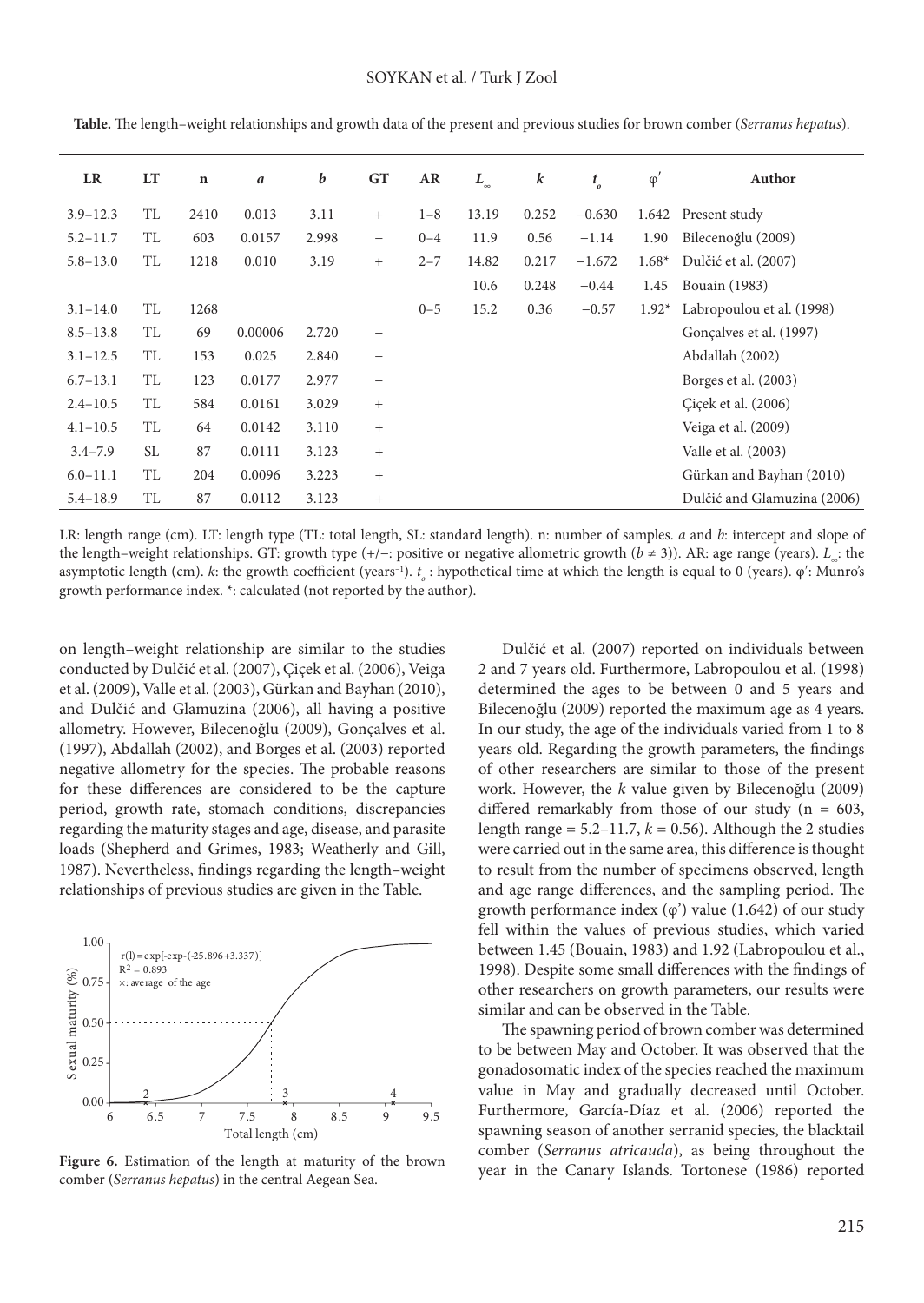**Table.** The length–weight relationships and growth data of the present and previous studies for brown comber (*Serranus hepatus*).

| LR | LT | n | *a* | *b* | GT | AR | $L_\infty$ | *k* | $t_o$ | φ′ | Author |
|---|---|---|---|---|---|---|---|---|---|---|---|
| 3.9–12.3 | TL | 2410 | 0.013 | 3.11 | + | 1–8 | 13.19 | 0.252 | −0.630 | 1.642 | Present study |
| 5.2–11.7 | TL | 603 | 0.0157 | 2.998 | − | 0–4 | 11.9 | 0.56 | −1.14 | 1.90 | Bilecenoğlu (2009) |
| 5.8–13.0 | TL | 1218 | 0.010 | 3.19 | + | 2–7 | 14.82 | 0.217 | −1.672 | 1.68* | Dulčić et al. (2007) |
| | | | | | | | 10.6 | 0.248 | −0.44 | 1.45 | Bouain (1983) |
| 3.1–14.0 | TL | 1268 | | | | 0–5 | 15.2 | 0.36 | −0.57 | 1.92* | Labropoulou et al. (1998) |
| 8.5–13.8 | TL | 69 | 0.00006 | 2.720 | − | | | | | | Gonçalves et al. (1997) |
| 3.1–12.5 | TL | 153 | 0.025 | 2.840 | − | | | | | | Abdallah (2002) |
| 6.7–13.1 | TL | 123 | 0.0177 | 2.977 | − | | | | | | Borges et al. (2003) |
| 2.4–10.5 | TL | 584 | 0.0161 | 3.029 | + | | | | | | Çiçek et al. (2006) |
| 4.1–10.5 | TL | 64 | 0.0142 | 3.110 | + | | | | | | Veiga et al. (2009) |
| 3.4–7.9 | SL | 87 | 0.0111 | 3.123 | + | | | | | | Valle et al. (2003) |
| 6.0–11.1 | TL | 204 | 0.0096 | 3.223 | + | | | | | | Gürkan and Bayhan (2010) |
| 5.4–18.9 | TL | 87 | 0.0112 | 3.123 | + | | | | | | Dulčić and Glamuzina (2006) |

LR: length range (cm). LT: length type (TL: total length, SL: standard length). n: number of samples. *a* and *b*: intercept and slope of the length–weight relationships. GT: growth type (+/−: positive or negative allometric growth ($b \neq 3$)). AR: age range (years). $L_\infty$: the asymptotic length (cm). *k*: the growth coefficient (years$^{-1}$). $t_o$: hypothetical time at which the length is equal to 0 (years). φ′: Munro's growth performance index. *: calculated (not reported by the author).

on length–weight relationship are similar to the studies conducted by Dulčić et al. (2007), Çiçek et al. (2006), Veiga et al. (2009), Valle et al. (2003), Gürkan and Bayhan (2010), and Dulčić and Glamuzina (2006), all having a positive allometry. However, Bilecenoğlu (2009), Gonçalves et al. (1997), Abdallah (2002), and Borges et al. (2003) reported negative allometry for the species. The probable reasons for these differences are considered to be the capture period, growth rate, stomach conditions, discrepancies regarding the maturity stages and age, disease, and parasite loads (Shepherd and Grimes, 1983; Weatherly and Gill, 1987). Nevertheless, findings regarding the length–weight relationships of previous studies are given in the Table.

**Figure 6.** Estimation of the length at maturity of the brown comber (*Serranus hepatus*) in the central Aegean Sea.

Dulčić et al. (2007) reported on individuals between 2 and 7 years old. Furthermore, Labropoulou et al. (1998) determined the ages to be between 0 and 5 years and Bilecenoğlu (2009) reported the maximum age as 4 years. In our study, the age of the individuals varied from 1 to 8 years old. Regarding the growth parameters, the findings of other researchers are similar to those of the present work. However, the *k* value given by Bilecenoğlu (2009) differed remarkably from those of our study (n = 603, length range = 5.2–11.7, *k* = 0.56). Although the 2 studies were carried out in the same area, this difference is thought to result from the number of specimens observed, length and age range differences, and the sampling period. The growth performance index (φ') value (1.642) of our study fell within the values of previous studies, which varied between 1.45 (Bouain, 1983) and 1.92 (Labropoulou et al., 1998). Despite some small differences with the findings of other researchers on growth parameters, our results were similar and can be observed in the Table.

The spawning period of brown comber was determined to be between May and October. It was observed that the gonadosomatic index of the species reached the maximum value in May and gradually decreased until October. Furthermore, García-Díaz et al. (2006) reported the spawning season of another serranid species, the blacktail comber (*Serranus atricauda*), as being throughout the year in the Canary Islands. Tortonese (1986) reported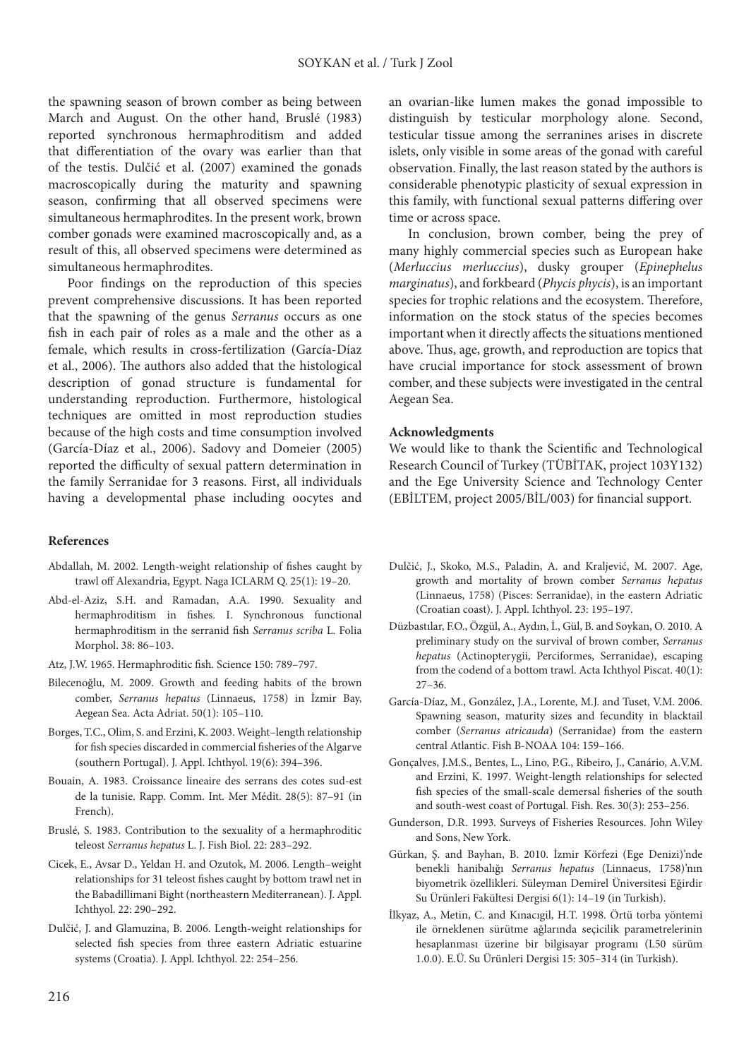the spawning season of brown comber as being between March and August. On the other hand, Bruslé (1983) reported synchronous hermaphroditism and added that differentiation of the ovary was earlier than that of the testis. Dulčić et al. (2007) examined the gonads macroscopically during the maturity and spawning season, confirming that all observed specimens were simultaneous hermaphrodites. In the present work, brown comber gonads were examined macroscopically and, as a result of this, all observed specimens were determined as simultaneous hermaphrodites.

Poor findings on the reproduction of this species prevent comprehensive discussions. It has been reported that the spawning of the genus *Serranus* occurs as one fish in each pair of roles as a male and the other as a female, which results in cross-fertilization (García-Díaz et al., 2006). The authors also added that the histological description of gonad structure is fundamental for understanding reproduction. Furthermore, histological techniques are omitted in most reproduction studies because of the high costs and time consumption involved (García-Díaz et al., 2006). Sadovy and Domeier (2005) reported the difficulty of sexual pattern determination in the family Serranidae for 3 reasons. First, all individuals having a developmental phase including oocytes and an ovarian-like lumen makes the gonad impossible to distinguish by testicular morphology alone. Second, testicular tissue among the serranines arises in discrete islets, only visible in some areas of the gonad with careful observation. Finally, the last reason stated by the authors is considerable phenotypic plasticity of sexual expression in this family, with functional sexual patterns differing over time or across space.

In conclusion, brown comber, being the prey of many highly commercial species such as European hake (*Merluccius merluccius*), dusky grouper (*Epinephelus marginatus*), and forkbeard (*Phycis phycis*), is an important species for trophic relations and the ecosystem. Therefore, information on the stock status of the species becomes important when it directly affects the situations mentioned above. Thus, age, growth, and reproduction are topics that have crucial importance for stock assessment of brown comber, and these subjects were investigated in the central Aegean Sea.

### Acknowledgments

We would like to thank the Scientific and Technological Research Council of Turkey (TÜBİTAK, project 103Y132) and the Ege University Science and Technology Center (EBİLTEM, project 2005/BİL/003) for financial support.

### References

Abdallah, M. 2002. Length-weight relationship of fishes caught by trawl off Alexandria, Egypt. Naga ICLARM Q. 25(1): 19–20.

Abd-el-Aziz, S.H. and Ramadan, A.A. 1990. Sexuality and hermaphroditism in fishes. I. Synchronous functional hermaphroditism in the serranid fish *Serranus scriba* L. Folia Morphol. 38: 86–103.

Atz, J.W. 1965. Hermaphroditic fish. Science 150: 789–797.

Bilecenoğlu, M. 2009. Growth and feeding habits of the brown comber, *Serranus hepatus* (Linnaeus, 1758) in İzmir Bay, Aegean Sea. Acta Adriat. 50(1): 105–110.

Borges, T.C., Olim, S. and Erzini, K. 2003. Weight–length relationship for fish species discarded in commercial fisheries of the Algarve (southern Portugal). J. Appl. Ichthyol. 19(6): 394–396.

Bouain, A. 1983. Croissance lineaire des serrans des cotes sud-est de la tunisie. Rapp. Comm. Int. Mer Médit. 28(5): 87–91 (in French).

Bruslé, S. 1983. Contribution to the sexuality of a hermaphroditic teleost *Serranus hepatus* L. J. Fish Biol. 22: 283–292.

Cicek, E., Avsar D., Yeldan H. and Ozutok, M. 2006. Length–weight relationships for 31 teleost fishes caught by bottom trawl net in the Babadillimani Bight (northeastern Mediterranean). J. Appl. Ichthyol. 22: 290–292.

Dulčić, J. and Glamuzina, B. 2006. Length-weight relationships for selected fish species from three eastern Adriatic estuarine systems (Croatia). J. Appl. Ichthyol. 22: 254–256.

Dulčić, J., Skoko, M.S., Paladin, A. and Kraljević, M. 2007. Age, growth and maturity of brown comber *Serranus hepatus* (Linnaeus, 1758) (Pisces: Serranidae), in the eastern Adriatic (Croatian coast). J. Appl. Ichthyol. 23: 195–197.

Düzbastılar, F.O., Özgül, A., Aydın, İ., Gül, B. and Soykan, O. 2010. A preliminary study on the survival of brown comber, *Serranus hepatus* (Actinopterygii, Perciformes, Serranidae), escaping from the codend of a bottom trawl. Acta Ichthyol Piscat. 40(1): 27–36.

García-Díaz, M., González, J.A., Lorente, M.J. and Tuset, V.M. 2006. Spawning season, maturity sizes and fecundity in blacktail comber (*Serranus atricauda*) (Serranidae) from the eastern central Atlantic. Fish B-NOAA 104: 159–166.

Gonçalves, J.M.S., Bentes, L., Lino, P.G., Ribeiro, J., Canário, A.V.M. and Erzini, K. 1997. Weight-length relationships for selected fish species of the small-scale demersal fisheries of the south and south-west coast of Portugal. Fish. Res. 30(3): 253–256.

Gunderson, D.R. 1993. Surveys of Fisheries Resources. John Wiley and Sons, New York.

Gürkan, Ş. and Bayhan, B. 2010. İzmir Körfezi (Ege Denizi)'nde benekli hanibalığı *Serranus hepatus* (Linnaeus, 1758)'nın biyometrik özellikleri. Süleyman Demirel Üniversitesi Eğirdir Su Ürünleri Fakültesi Dergisi 6(1): 14–19 (in Turkish).

İlkyaz, A., Metin, C. and Kınacıgil, H.T. 1998. Örtü torba yöntemi ile örneklenen sürütme ağlarında seçicilik parametrelerinin hesaplanması üzerine bir bilgisayar programı (L50 sürüm 1.0.0). E.Ü. Su Ürünleri Dergisi 15: 305–314 (in Turkish).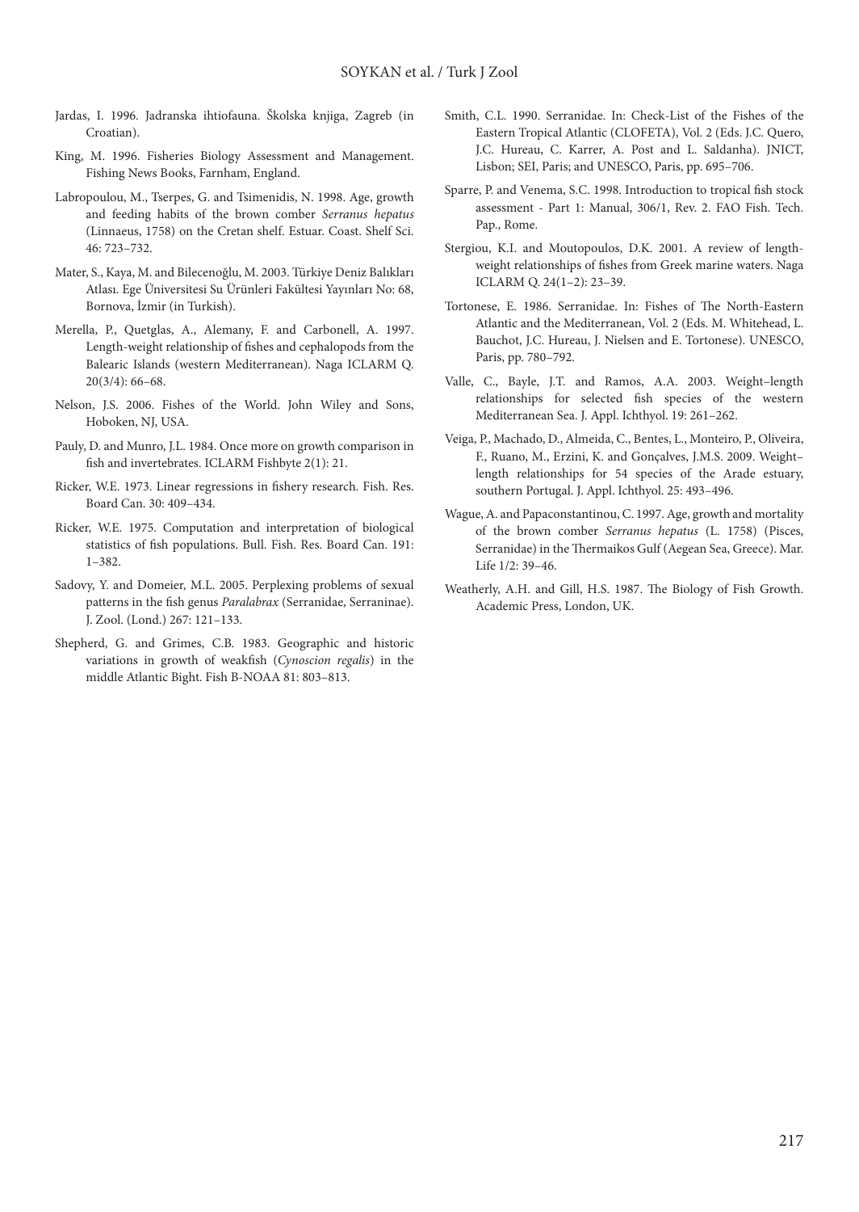Jardas, I. 1996. Jadranska ihtiofauna. Školska knjiga, Zagreb (in Croatian).

King, M. 1996. Fisheries Biology Assessment and Management. Fishing News Books, Farnham, England.

Labropoulou, M., Tserpes, G. and Tsimenidis, N. 1998. Age, growth and feeding habits of the brown comber *Serranus hepatus* (Linnaeus, 1758) on the Cretan shelf. Estuar. Coast. Shelf Sci. 46: 723–732.

Mater, S., Kaya, M. and Bilecenoğlu, M. 2003. Türkiye Deniz Balıkları Atlası. Ege Üniversitesi Su Ürünleri Fakültesi Yayınları No: 68, Bornova, İzmir (in Turkish).

Merella, P., Quetglas, A., Alemany, F. and Carbonell, A. 1997. Length-weight relationship of fishes and cephalopods from the Balearic Islands (western Mediterranean). Naga ICLARM Q. 20(3/4): 66–68.

Nelson, J.S. 2006. Fishes of the World. John Wiley and Sons, Hoboken, NJ, USA.

Pauly, D. and Munro, J.L. 1984. Once more on growth comparison in fish and invertebrates. ICLARM Fishbyte 2(1): 21.

Ricker, W.E. 1973. Linear regressions in fishery research. Fish. Res. Board Can. 30: 409–434.

Ricker, W.E. 1975. Computation and interpretation of biological statistics of fish populations. Bull. Fish. Res. Board Can. 191: 1–382.

Sadovy, Y. and Domeier, M.L. 2005. Perplexing problems of sexual patterns in the fish genus *Paralabrax* (Serranidae, Serraninae). J. Zool. (Lond.) 267: 121–133.

Shepherd, G. and Grimes, C.B. 1983. Geographic and historic variations in growth of weakfish (*Cynoscion regalis*) in the middle Atlantic Bight. Fish B-NOAA 81: 803–813.

Smith, C.L. 1990. Serranidae. In: Check-List of the Fishes of the Eastern Tropical Atlantic (CLOFETA), Vol. 2 (Eds. J.C. Quero, J.C. Hureau, C. Karrer, A. Post and L. Saldanha). JNICT, Lisbon; SEI, Paris; and UNESCO, Paris, pp. 695–706.

Sparre, P. and Venema, S.C. 1998. Introduction to tropical fish stock assessment - Part 1: Manual, 306/1, Rev. 2. FAO Fish. Tech. Pap., Rome.

Stergiou, K.I. and Moutopoulos, D.K. 2001. A review of length-weight relationships of fishes from Greek marine waters. Naga ICLARM Q. 24(1–2): 23–39.

Tortonese, E. 1986. Serranidae. In: Fishes of The North-Eastern Atlantic and the Mediterranean, Vol. 2 (Eds. M. Whitehead, L. Bauchot, J.C. Hureau, J. Nielsen and E. Tortonese). UNESCO, Paris, pp. 780–792.

Valle, C., Bayle, J.T. and Ramos, A.A. 2003. Weight–length relationships for selected fish species of the western Mediterranean Sea. J. Appl. Ichthyol. 19: 261–262.

Veiga, P., Machado, D., Almeida, C., Bentes, L., Monteiro, P., Oliveira, F., Ruano, M., Erzini, K. and Gonçalves, J.M.S. 2009. Weight–length relationships for 54 species of the Arade estuary, southern Portugal. J. Appl. Ichthyol. 25: 493–496.

Wague, A. and Papaconstantinou, C. 1997. Age, growth and mortality of the brown comber *Serranus hepatus* (L. 1758) (Pisces, Serranidae) in the Thermaikos Gulf (Aegean Sea, Greece). Mar. Life 1/2: 39–46.

Weatherly, A.H. and Gill, H.S. 1987. The Biology of Fish Growth. Academic Press, London, UK.